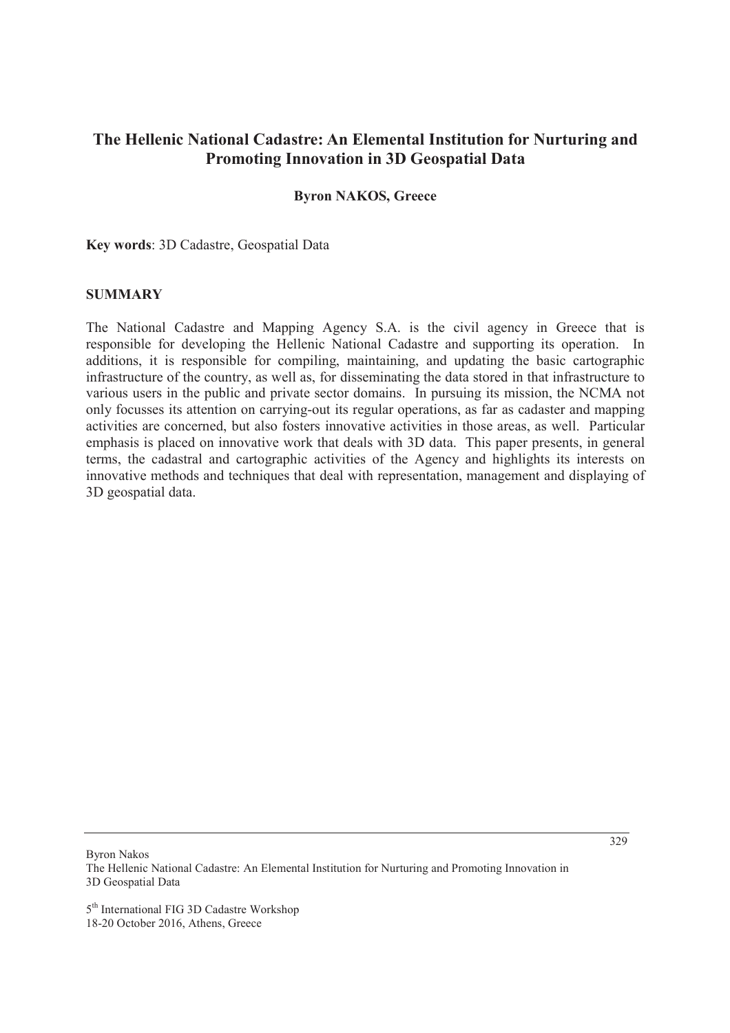# The Hellenic National Cadastre: An Elemental Institution for Nurturing and Promoting Innovation in 3D Geospatial Data

**Byron NAKOS, Greece**

**Key words**: 3D Cadastre, Geospatial Data

## SUMMARY

The National Cadastre and Mapping Agency S.A. is the civil agency in Greece that is responsible for developing the Hellenic National Cadastre and supporting its operation. In additions, it is responsible for compiling, maintaining, and updating the basic cartographic infrastructure of the country, as well as, for disseminating the data stored in that infrastructure to various users in the public and private sector domains. In pursuing its mission, the NCMA not only focusses its attention on carrying-out its regular operations, as far as cadaster and mapping activities are concerned, but also fosters innovative activities in those areas, as well. Particular emphasis is placed on innovative work that deals with 3D data. This paper presents, in general terms, the cadastral and cartographic activities of the Agency and highlights its interests on innovative methods and techniques that deal with representation, management and displaying of 3D geospatial data.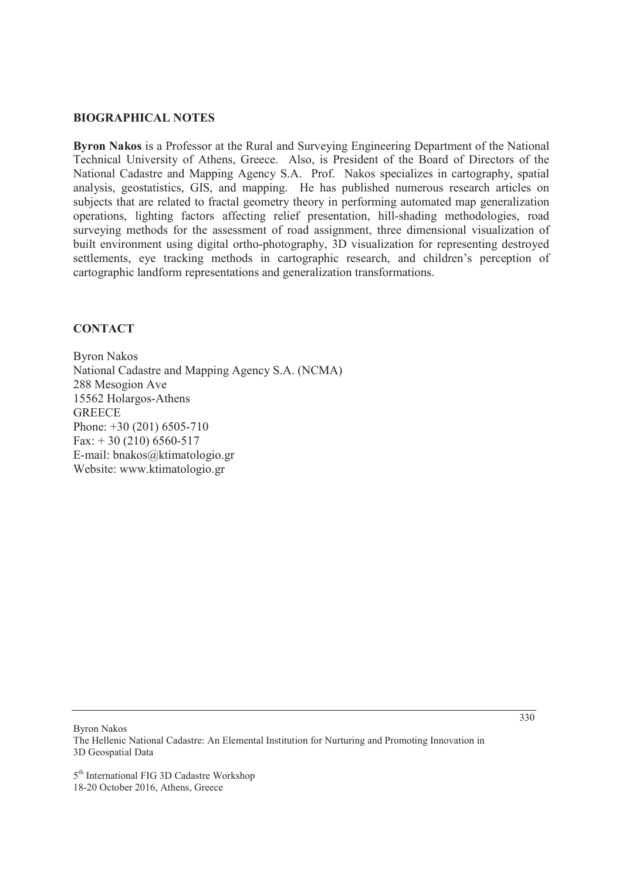## BIOGRAPHICAL NOTES

**Byron Nakos** is a Professor at the Rural and Surveying Engineering Department of the National Technical University of Athens, Greece. Also, is President of the Board of Directors of the National Cadastre and Mapping Agency S.A. Prof. Nakos specializes in cartography, spatial analysis, geostatistics, GIS, and mapping. He has published numerous research articles on subjects that are related to fractal geometry theory in performing automated map generalization operations, lighting factors affecting relief presentation, hill-shading methodologies, road surveying methods for the assessment of road assignment, three dimensional visualization of built environment using digital ortho-photography, 3D visualization for representing destroyed settlements, eye tracking methods in cartographic research, and children's perception of cartographic landform representations and generalization transformations.

## CONTACT

Byron Nakos
National Cadastre and Mapping Agency S.A. (NCMA)
288 Mesogion Ave
15562 Holargos-Athens
GREECE
Phone: +30 (201) 6505-710
Fax: + 30 (210) 6560-517
E-mail: bnakos@ktimatologio.gr
Website: www.ktimatologio.gr